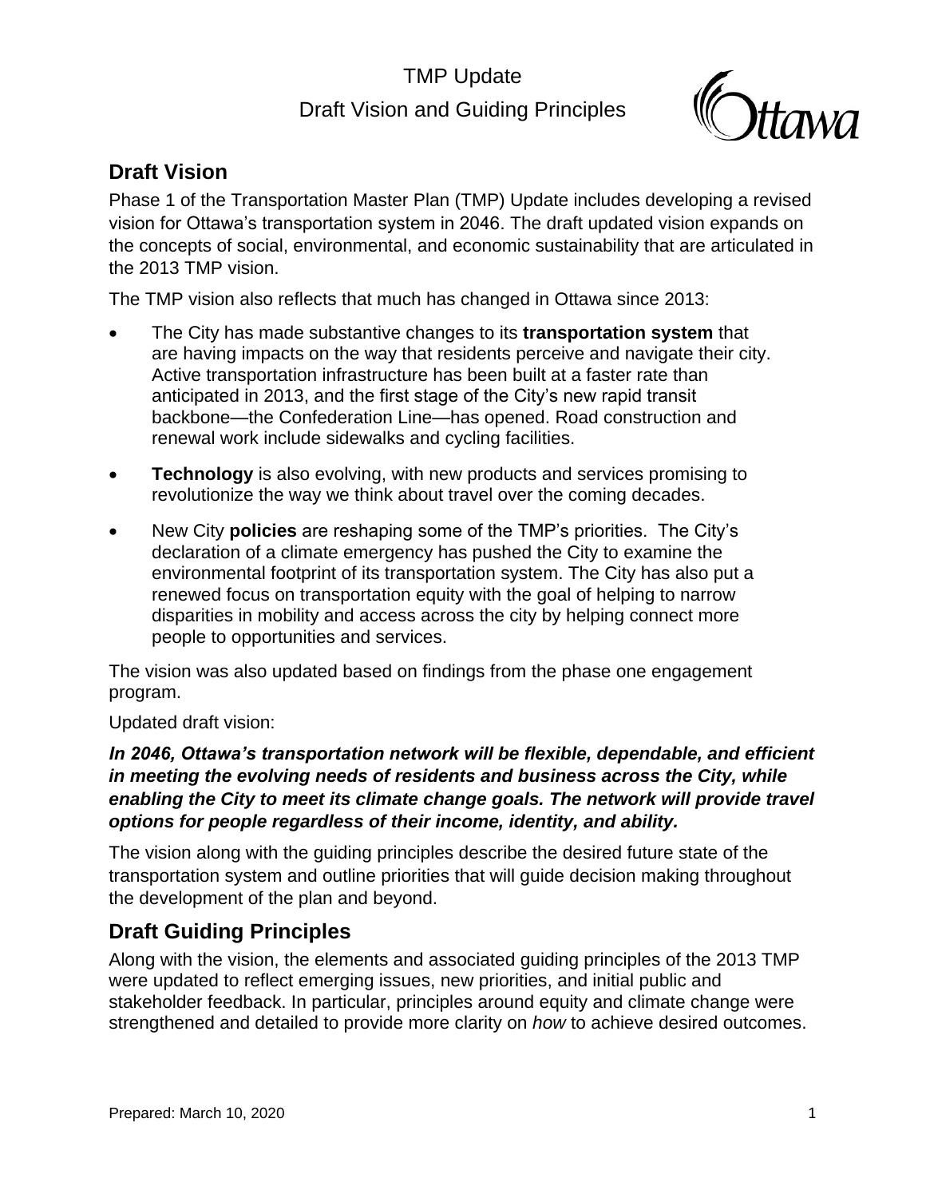# TMP Update

# Draft Vision and Guiding Principles

## Draft Vision

Phase 1 of the Transportation Master Plan (TMP) Update includes developing a revised vision for Ottawa's transportation system in 2046. The draft updated vision expands on the concepts of social, environmental, and economic sustainability that are articulated in the 2013 TMP vision.

The TMP vision also reflects that much has changed in Ottawa since 2013:

- The City has made substantive changes to its **transportation system** that are having impacts on the way that residents perceive and navigate their city. Active transportation infrastructure has been built at a faster rate than anticipated in 2013, and the first stage of the City's new rapid transit backbone—the Confederation Line—has opened. Road construction and renewal work include sidewalks and cycling facilities.
- **Technology** is also evolving, with new products and services promising to revolutionize the way we think about travel over the coming decades.
- New City **policies** are reshaping some of the TMP's priorities. The City's declaration of a climate emergency has pushed the City to examine the environmental footprint of its transportation system. The City has also put a renewed focus on transportation equity with the goal of helping to narrow disparities in mobility and access across the city by helping connect more people to opportunities and services.

The vision was also updated based on findings from the phase one engagement program.

Updated draft vision:

***In 2046, Ottawa's transportation network will be flexible, dependable, and efficient in meeting the evolving needs of residents and business across the City, while enabling the City to meet its climate change goals. The network will provide travel options for people regardless of their income, identity, and ability.***

The vision along with the guiding principles describe the desired future state of the transportation system and outline priorities that will guide decision making throughout the development of the plan and beyond.

## Draft Guiding Principles

Along with the vision, the elements and associated guiding principles of the 2013 TMP were updated to reflect emerging issues, new priorities, and initial public and stakeholder feedback. In particular, principles around equity and climate change were strengthened and detailed to provide more clarity on *how* to achieve desired outcomes.

Prepared: March 10, 2020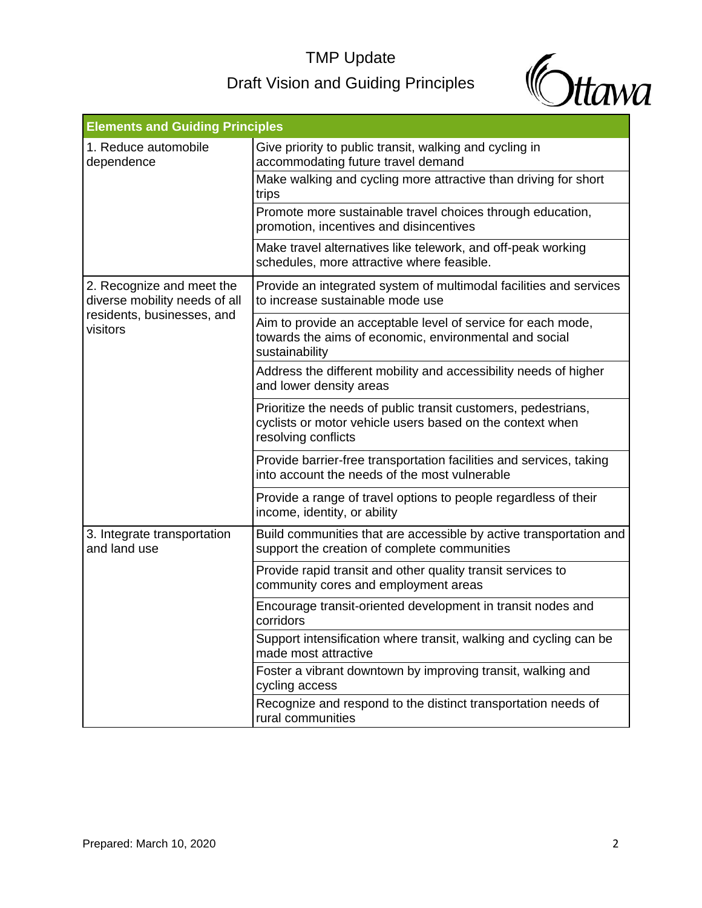# TMP Update

## Draft Vision and Guiding Principles

| Elements and Guiding Principles | |
|---|---|
| 1. Reduce automobile dependence | Give priority to public transit, walking and cycling in accommodating future travel demand |
| | Make walking and cycling more attractive than driving for short trips |
| | Promote more sustainable travel choices through education, promotion, incentives and disincentives |
| | Make travel alternatives like telework, and off-peak working schedules, more attractive where feasible. |
| 2. Recognize and meet the diverse mobility needs of all residents, businesses, and visitors | Provide an integrated system of multimodal facilities and services to increase sustainable mode use |
| | Aim to provide an acceptable level of service for each mode, towards the aims of economic, environmental and social sustainability |
| | Address the different mobility and accessibility needs of higher and lower density areas |
| | Prioritize the needs of public transit customers, pedestrians, cyclists or motor vehicle users based on the context when resolving conflicts |
| | Provide barrier-free transportation facilities and services, taking into account the needs of the most vulnerable |
| | Provide a range of travel options to people regardless of their income, identity, or ability |
| 3. Integrate transportation and land use | Build communities that are accessible by active transportation and support the creation of complete communities |
| | Provide rapid transit and other quality transit services to community cores and employment areas |
| | Encourage transit-oriented development in transit nodes and corridors |
| | Support intensification where transit, walking and cycling can be made most attractive |
| | Foster a vibrant downtown by improving transit, walking and cycling access |
| | Recognize and respond to the distinct transportation needs of rural communities |

Prepared: March 10, 2020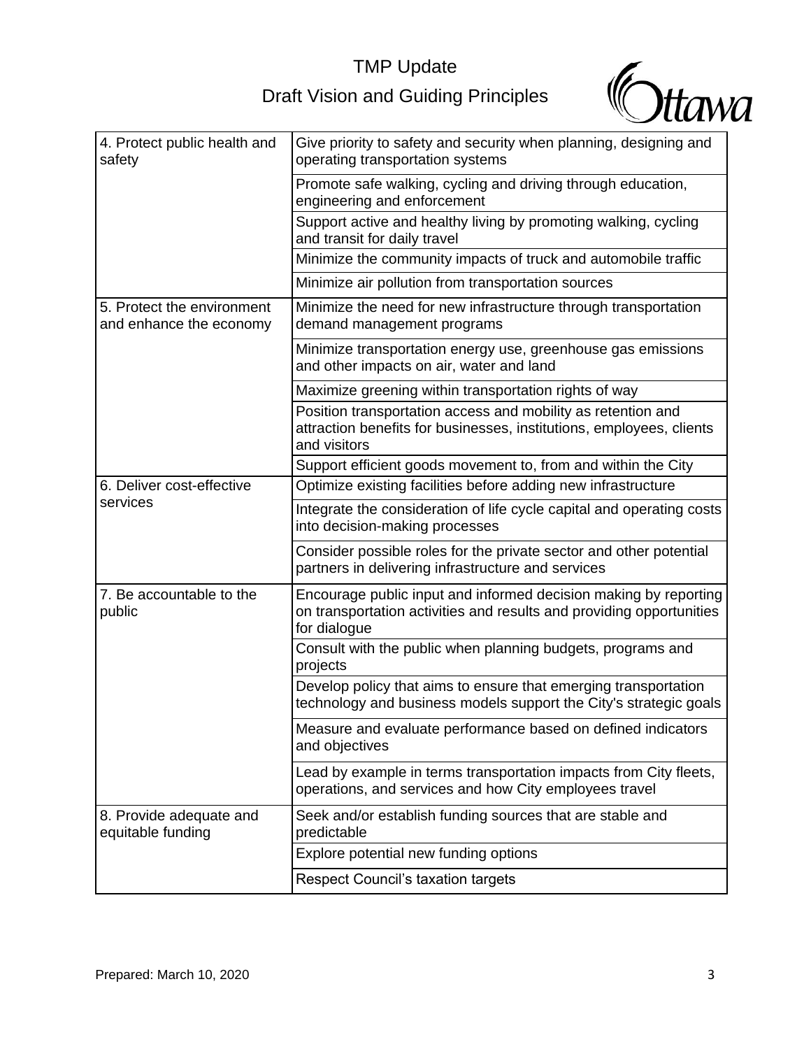| | |
|---|---|
| 4. Protect public health and safety | Give priority to safety and security when planning, designing and operating transportation systems |
| | Promote safe walking, cycling and driving through education, engineering and enforcement |
| | Support active and healthy living by promoting walking, cycling and transit for daily travel |
| | Minimize the community impacts of truck and automobile traffic |
| | Minimize air pollution from transportation sources |
| 5. Protect the environment and enhance the economy | Minimize the need for new infrastructure through transportation demand management programs |
| | Minimize transportation energy use, greenhouse gas emissions and other impacts on air, water and land |
| | Maximize greening within transportation rights of way |
| | Position transportation access and mobility as retention and attraction benefits for businesses, institutions, employees, clients and visitors |
| | Support efficient goods movement to, from and within the City |
| 6. Deliver cost-effective services | Optimize existing facilities before adding new infrastructure |
| | Integrate the consideration of life cycle capital and operating costs into decision-making processes |
| | Consider possible roles for the private sector and other potential partners in delivering infrastructure and services |
| 7. Be accountable to the public | Encourage public input and informed decision making by reporting on transportation activities and results and providing opportunities for dialogue |
| | Consult with the public when planning budgets, programs and projects |
| | Develop policy that aims to ensure that emerging transportation technology and business models support the City's strategic goals |
| | Measure and evaluate performance based on defined indicators and objectives |
| | Lead by example in terms transportation impacts from City fleets, operations, and services and how City employees travel |
| 8. Provide adequate and equitable funding | Seek and/or establish funding sources that are stable and predictable |
| | Explore potential new funding options |
| | Respect Council's taxation targets |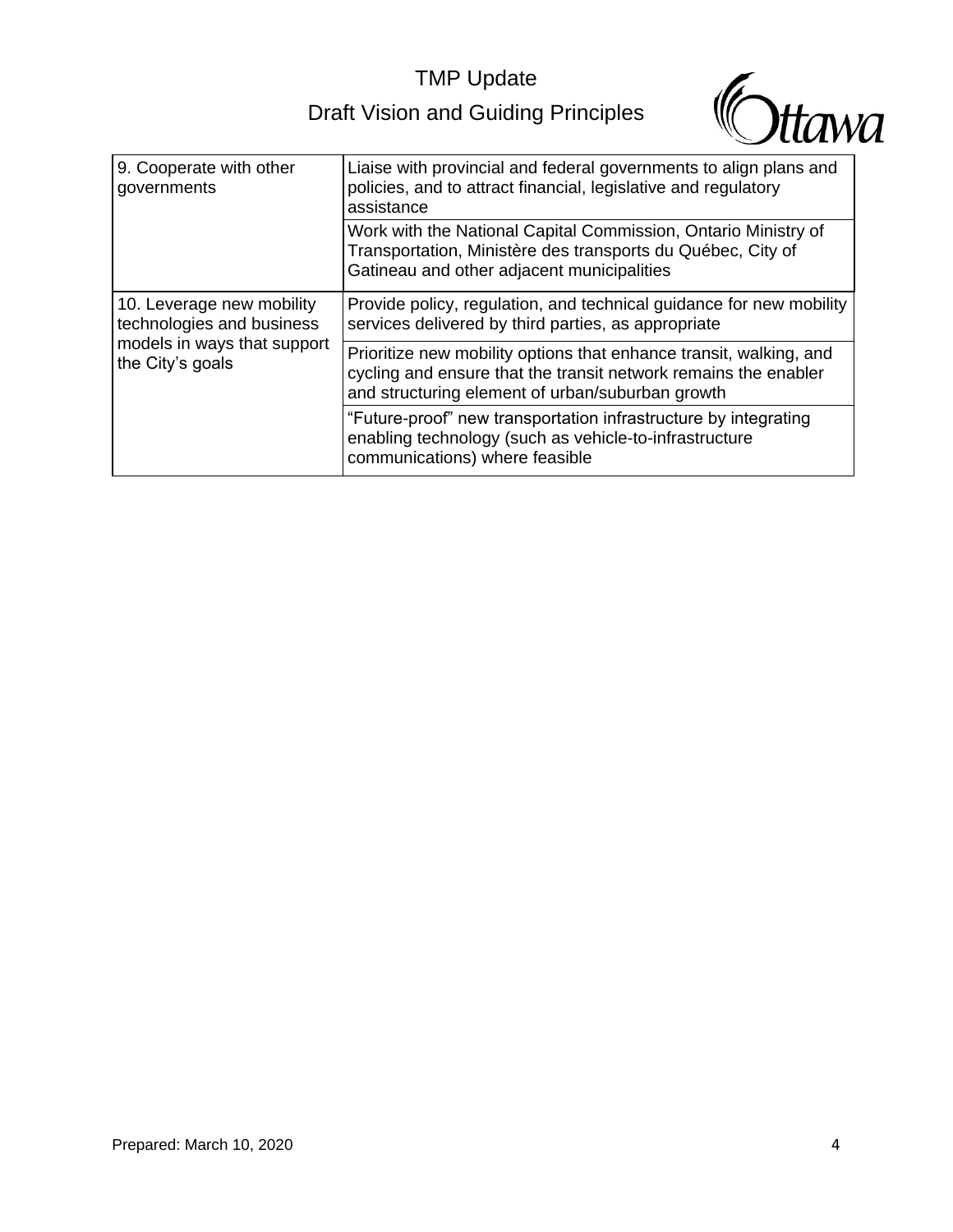| | |
|---|---|
| 9. Cooperate with other governments | Liaise with provincial and federal governments to align plans and policies, and to attract financial, legislative and regulatory assistance |
| | Work with the National Capital Commission, Ontario Ministry of Transportation, Ministère des transports du Québec, City of Gatineau and other adjacent municipalities |
| 10. Leverage new mobility technologies and business models in ways that support the City's goals | Provide policy, regulation, and technical guidance for new mobility services delivered by third parties, as appropriate |
| | Prioritize new mobility options that enhance transit, walking, and cycling and ensure that the transit network remains the enabler and structuring element of urban/suburban growth |
| | "Future-proof" new transportation infrastructure by integrating enabling technology (such as vehicle-to-infrastructure communications) where feasible |